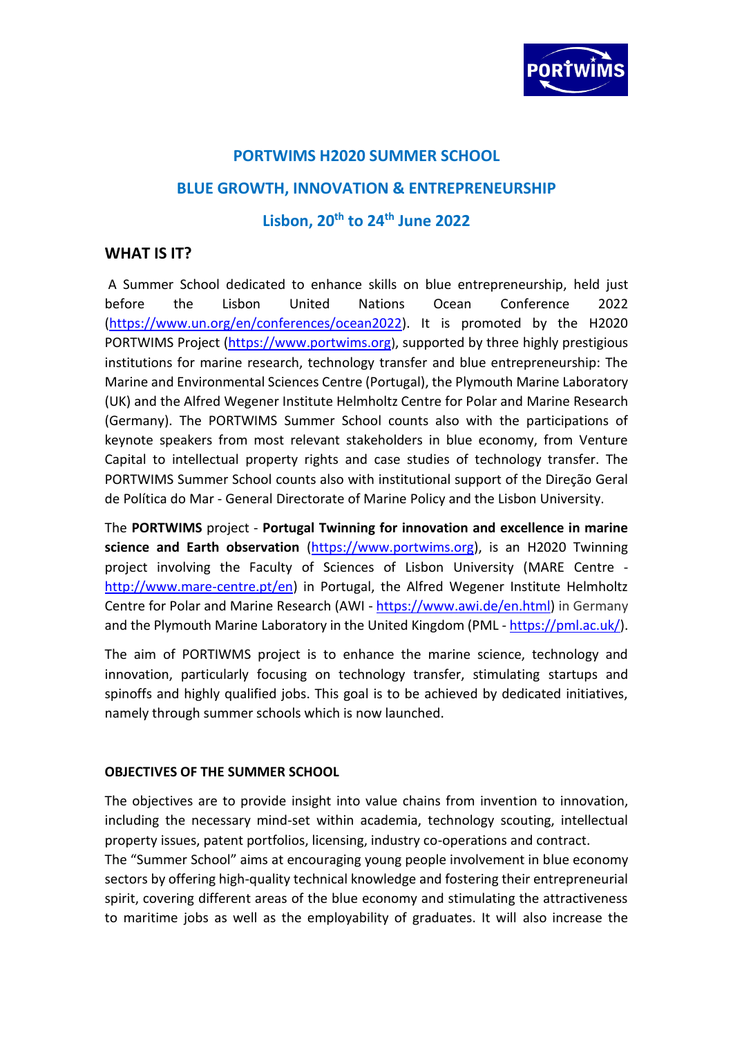## PORTWIMS H2020 SUMMER SCHOOL

## BLUE GROWTH, INNOVATION & ENTREPRENEURSHIP

## Lisbon, 20th to 24th June 2022

## WHAT IS IT?

A Summer School dedicated to enhance skills on blue entrepreneurship, held just before the Lisbon United Nations Ocean Conference 2022 (https://www.un.org/en/conferences/ocean2022). It is promoted by the H2020 PORTWIMS Project (https://www.portwims.org), supported by three highly prestigious institutions for marine research, technology transfer and blue entrepreneurship: The Marine and Environmental Sciences Centre (Portugal), the Plymouth Marine Laboratory (UK) and the Alfred Wegener Institute Helmholtz Centre for Polar and Marine Research (Germany). The PORTWIMS Summer School counts also with the participations of keynote speakers from most relevant stakeholders in blue economy, from Venture Capital to intellectual property rights and case studies of technology transfer. The PORTWIMS Summer School counts also with institutional support of the Direção Geral de Política do Mar - General Directorate of Marine Policy and the Lisbon University.

The **PORTWIMS** project - **Portugal Twinning for innovation and excellence in marine science and Earth observation** (https://www.portwims.org), is an H2020 Twinning project involving the Faculty of Sciences of Lisbon University (MARE Centre - http://www.mare-centre.pt/en) in Portugal, the Alfred Wegener Institute Helmholtz Centre for Polar and Marine Research (AWI - https://www.awi.de/en.html) in Germany and the Plymouth Marine Laboratory in the United Kingdom (PML - https://pml.ac.uk/).

The aim of PORTIWMS project is to enhance the marine science, technology and innovation, particularly focusing on technology transfer, stimulating startups and spinoffs and highly qualified jobs. This goal is to be achieved by dedicated initiatives, namely through summer schools which is now launched.

**OBJECTIVES OF THE SUMMER SCHOOL**

The objectives are to provide insight into value chains from invention to innovation, including the necessary mind-set within academia, technology scouting, intellectual property issues, patent portfolios, licensing, industry co-operations and contract.

The "Summer School" aims at encouraging young people involvement in blue economy sectors by offering high-quality technical knowledge and fostering their entrepreneurial spirit, covering different areas of the blue economy and stimulating the attractiveness to maritime jobs as well as the employability of graduates. It will also increase the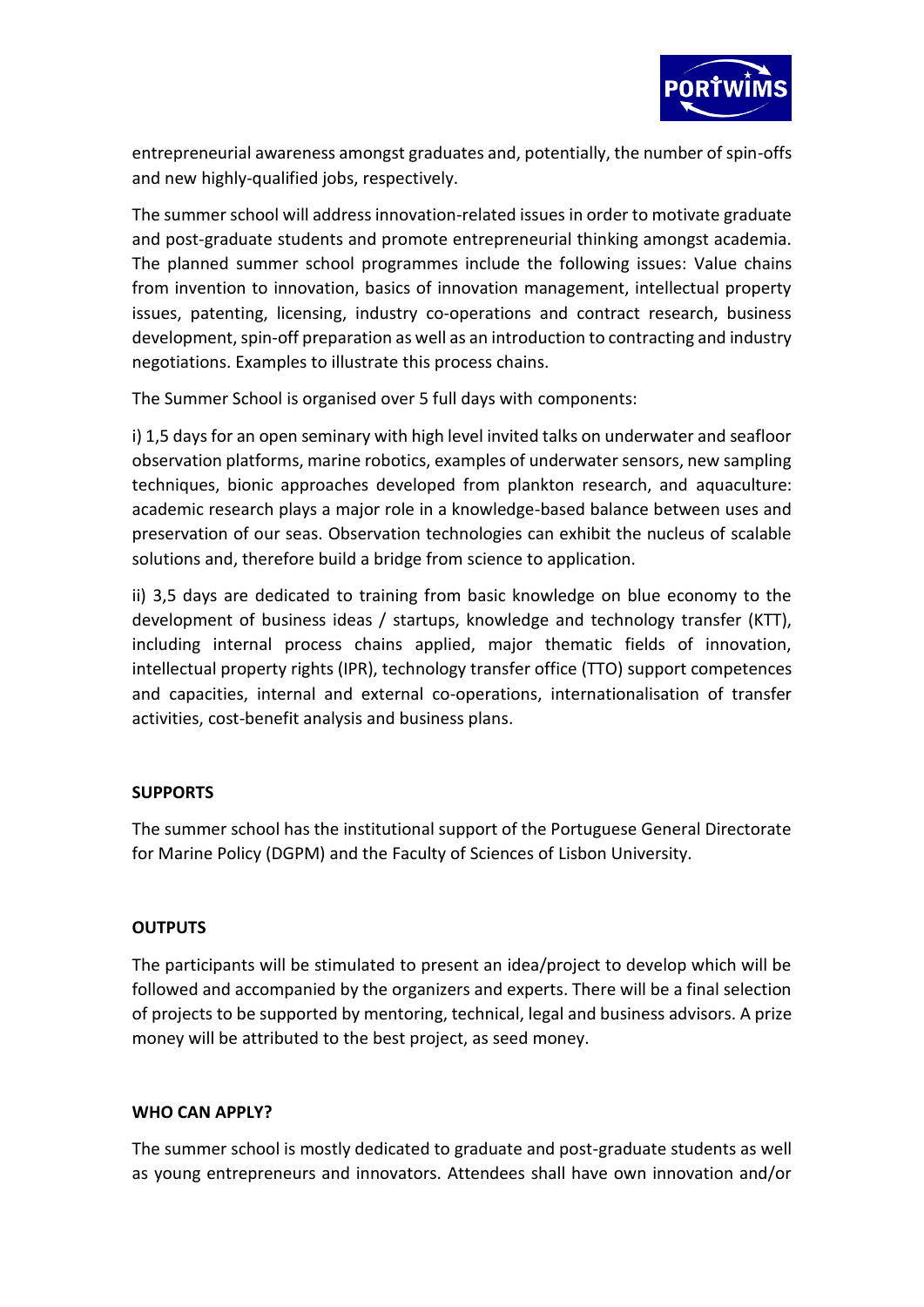entrepreneurial awareness amongst graduates and, potentially, the number of spin-offs and new highly-qualified jobs, respectively.

The summer school will address innovation-related issues in order to motivate graduate and post-graduate students and promote entrepreneurial thinking amongst academia. The planned summer school programmes include the following issues: Value chains from invention to innovation, basics of innovation management, intellectual property issues, patenting, licensing, industry co-operations and contract research, business development, spin-off preparation as well as an introduction to contracting and industry negotiations. Examples to illustrate this process chains.

The Summer School is organised over 5 full days with components:

i) 1,5 days for an open seminary with high level invited talks on underwater and seafloor observation platforms, marine robotics, examples of underwater sensors, new sampling techniques, bionic approaches developed from plankton research, and aquaculture: academic research plays a major role in a knowledge-based balance between uses and preservation of our seas. Observation technologies can exhibit the nucleus of scalable solutions and, therefore build a bridge from science to application.

ii) 3,5 days are dedicated to training from basic knowledge on blue economy to the development of business ideas / startups, knowledge and technology transfer (KTT), including internal process chains applied, major thematic fields of innovation, intellectual property rights (IPR), technology transfer office (TTO) support competences and capacities, internal and external co-operations, internationalisation of transfer activities, cost-benefit analysis and business plans.

**SUPPORTS**

The summer school has the institutional support of the Portuguese General Directorate for Marine Policy (DGPM) and the Faculty of Sciences of Lisbon University.

**OUTPUTS**

The participants will be stimulated to present an idea/project to develop which will be followed and accompanied by the organizers and experts. There will be a final selection of projects to be supported by mentoring, technical, legal and business advisors. A prize money will be attributed to the best project, as seed money.

**WHO CAN APPLY?**

The summer school is mostly dedicated to graduate and post-graduate students as well as young entrepreneurs and innovators. Attendees shall have own innovation and/or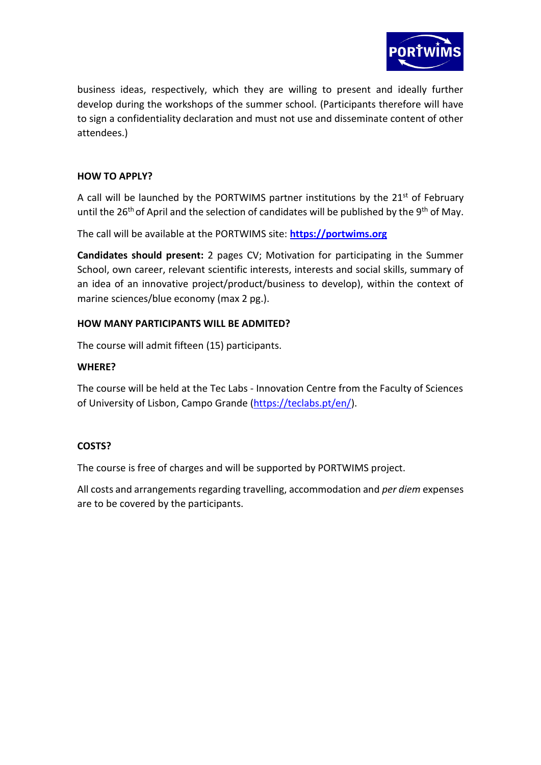business ideas, respectively, which they are willing to present and ideally further develop during the workshops of the summer school. (Participants therefore will have to sign a confidentiality declaration and must not use and disseminate content of other attendees.)

**HOW TO APPLY?**

A call will be launched by the PORTWIMS partner institutions by the 21st of February until the 26th of April and the selection of candidates will be published by the 9th of May.

The call will be available at the PORTWIMS site: **https://portwims.org**

**Candidates should present:** 2 pages CV; Motivation for participating in the Summer School, own career, relevant scientific interests, interests and social skills, summary of an idea of an innovative project/product/business to develop), within the context of marine sciences/blue economy (max 2 pg.).

**HOW MANY PARTICIPANTS WILL BE ADMITED?**

The course will admit fifteen (15) participants.

**WHERE?**

The course will be held at the Tec Labs - Innovation Centre from the Faculty of Sciences of University of Lisbon, Campo Grande (https://teclabs.pt/en/).

**COSTS?**

The course is free of charges and will be supported by PORTWIMS project.

All costs and arrangements regarding travelling, accommodation and *per diem* expenses are to be covered by the participants.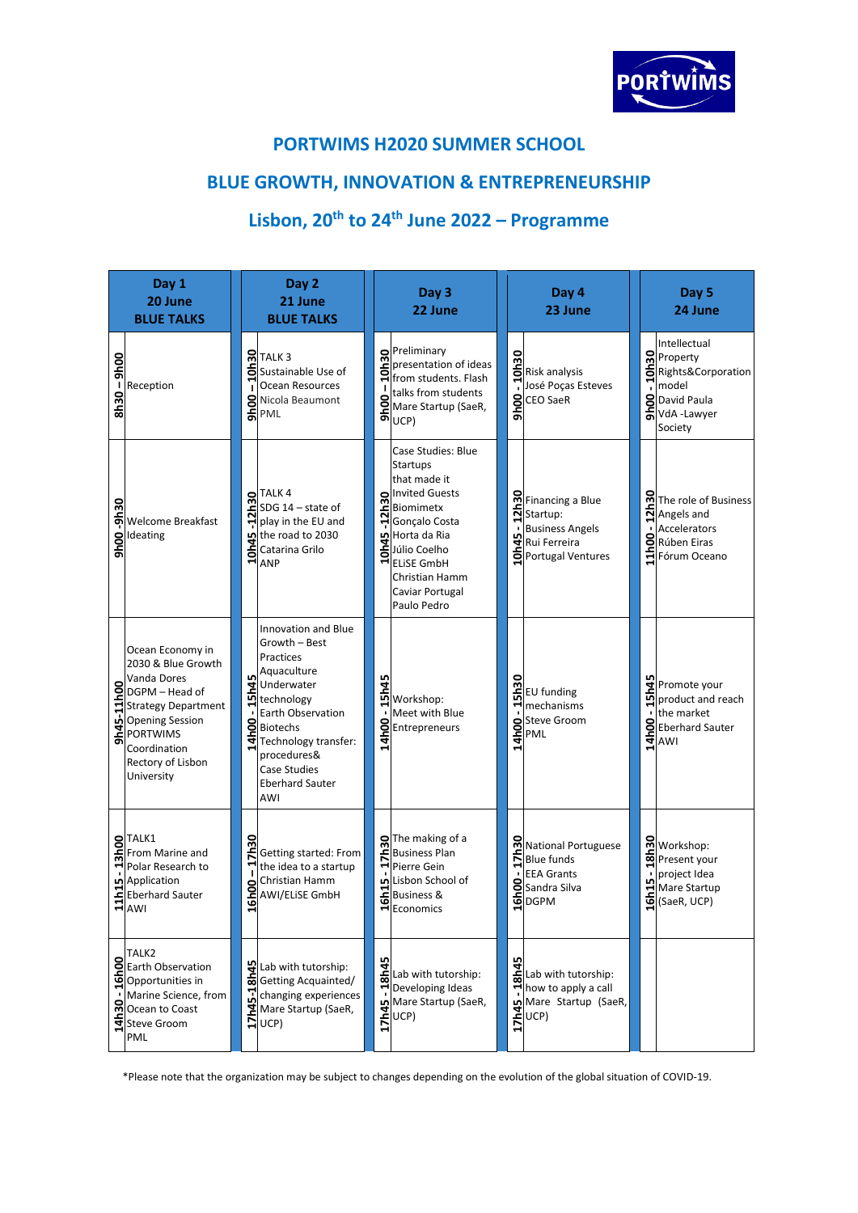## PORTWIMS H2020 SUMMER SCHOOL

## BLUE GROWTH, INNOVATION & ENTREPRENEURSHIP

## Lisbon, 20th to 24th June 2022 – Programme

| Day 1 20 June BLUE TALKS | | Day 2 21 June BLUE TALKS | | Day 3 22 June | | Day 4 23 June | | Day 5 24 June | |
|---|---|---|---|---|---|---|---|---|---|
| 8h30 – 9h00 | Reception | 9h00 – 10h30 | TALK 3 Sustainable Use of Ocean Resources Nicola Beaumont PML | 9h00 – 10h30 | Preliminary presentation of ideas from students. Flash talks from students Mare Startup (SaeR, UCP) | 9h00 - 10h30 | Risk analysis José Poças Esteves CEO SaeR | 9h00 - 10h30 | Intellectual Property Rights&Corporation model David Paula VdA -Lawyer Society |
| 9h00 -9h30 | Welcome Breakfast Ideating | 10h45 -12h30 | TALK 4 SDG 14 – state of play in the EU and the road to 2030 Catarina Grilo ANP | 10h45 -12h30 | Case Studies: Blue Startups that made it Invited Guests Biomimetx Gonçalo Costa Horta da Ria Júlio Coelho ELiSE GmbH Christian Hamm Caviar Portugal Paulo Pedro | 10h45 - 12h30 | Financing a Blue Startup: Business Angels Rui Ferreira Portugal Ventures | 11h00 - 12h30 | The role of Business Angels and Accelerators Rúben Eiras Fórum Oceano |
| 9h45-11h00 | Ocean Economy in 2030 & Blue Growth Vanda Dores DGPM – Head of Strategy Department Opening Session PORTWIMS Coordination Rectory of Lisbon University | 14h00 - 15h45 | Innovation and Blue Growth – Best Practices Aquaculture Underwater technology Earth Observation Biotechs Technology transfer: procedures& Case Studies Eberhard Sauter AWI | 14h00 - 15h45 | Workshop: Meet with Blue Entrepreneurs | 14h00 - 15h30 | EU funding mechanisms Steve Groom PML | 14h00 - 15h45 | Promote your product and reach the market Eberhard Sauter AWI |
| 11h15 - 13h00 | TALK1 From Marine and Polar Research to Application Eberhard Sauter AWI | 16h00 – 17h30 | Getting started: From the idea to a startup Christian Hamm AWI/ELiSE GmbH | 16h15 - 17h30 | The making of a Business Plan Pierre Gein Lisbon School of Business & Economics | 16h00 - 17h30 | National Portuguese Blue funds EEA Grants Sandra Silva DGPM | 16h15 - 18h30 | Workshop: Present your project Idea Mare Startup (SaeR, UCP) |
| 14h30 - 16h00 | TALK2 Earth Observation Opportunities in Marine Science, from Ocean to Coast Steve Groom PML | 17h45-18h45 | Lab with tutorship: Getting Acquainted/ changing experiences Mare Startup (SaeR, UCP) | 17h45 - 18h45 | Lab with tutorship: Developing Ideas Mare Startup (SaeR, UCP) | 17h45 - 18h45 | Lab with tutorship: how to apply a call Mare Startup (SaeR, UCP) | | |

*Please note that the organization may be subject to changes depending on the evolution of the global situation of COVID-19.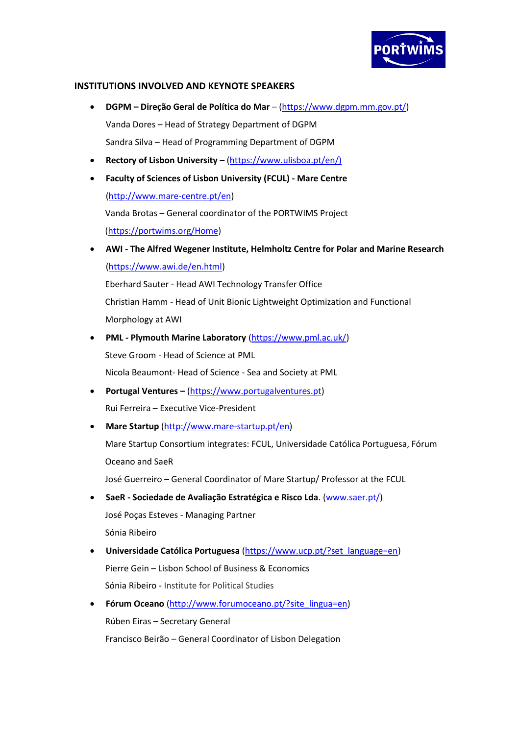## INSTITUTIONS INVOLVED AND KEYNOTE SPEAKERS

- **DGPM – Direção Geral de Política do Mar** – (https://www.dgpm.mm.gov.pt/)

  Vanda Dores – Head of Strategy Department of DGPM

  Sandra Silva – Head of Programming Department of DGPM

- **Rectory of Lisbon University –** (https://www.ulisboa.pt/en/)

- **Faculty of Sciences of Lisbon University (FCUL) - Mare Centre** (http://www.mare-centre.pt/en)

  Vanda Brotas – General coordinator of the PORTWIMS Project (https://portwims.org/Home)

- **AWI - The Alfred Wegener Institute, Helmholtz Centre for Polar and Marine Research** (https://www.awi.de/en.html)

  Eberhard Sauter - Head AWI Technology Transfer Office

  Christian Hamm - Head of Unit Bionic Lightweight Optimization and Functional Morphology at AWI

- **PML - Plymouth Marine Laboratory** (https://www.pml.ac.uk/)

  Steve Groom - Head of Science at PML

  Nicola Beaumont- Head of Science - Sea and Society at PML

- **Portugal Ventures –** (https://www.portugalventures.pt)

  Rui Ferreira – Executive Vice-President

- **Mare Startup** (http://www.mare-startup.pt/en)

  Mare Startup Consortium integrates: FCUL, Universidade Católica Portuguesa, Fórum Oceano and SaeR

  José Guerreiro – General Coordinator of Mare Startup/ Professor at the FCUL

- **SaeR - Sociedade de Avaliação Estratégica e Risco Lda**. (www.saer.pt/)

  José Poças Esteves - Managing Partner

  Sónia Ribeiro

- **Universidade Católica Portuguesa** (https://www.ucp.pt/?set_language=en)

  Pierre Gein – Lisbon School of Business & Economics

  Sónia Ribeiro - Institute for Political Studies

- **Fórum Oceano** (http://www.forumoceano.pt/?site_lingua=en)

  Rúben Eiras – Secretary General

  Francisco Beirão – General Coordinator of Lisbon Delegation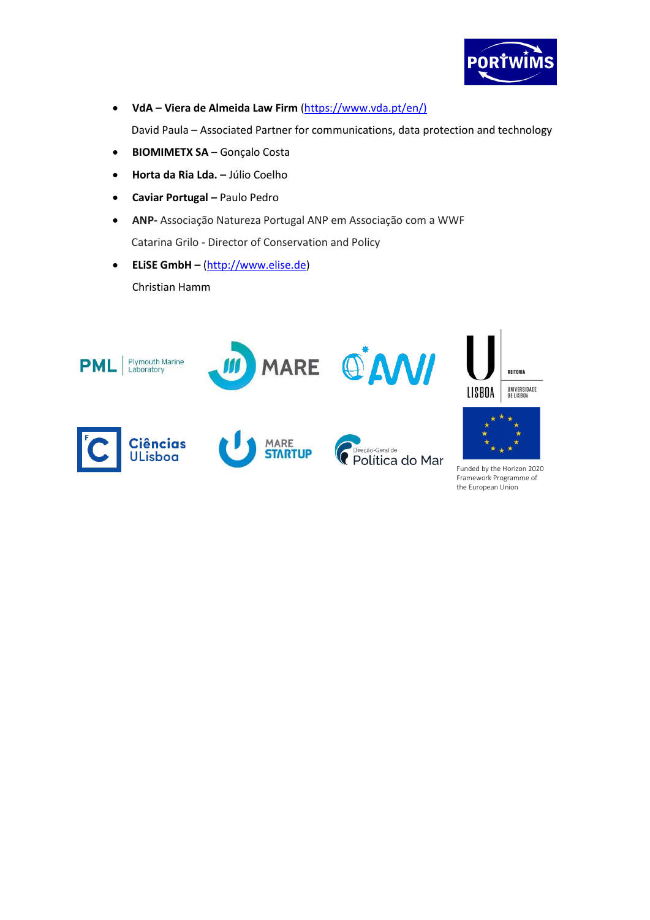- **VdA – Viera de Almeida Law Firm** (https://www.vda.pt/en/)

  David Paula – Associated Partner for communications, data protection and technology
- **BIOMIMETX SA** – Gonçalo Costa
- **Horta da Ria Lda. –** Júlio Coelho
- **Caviar Portugal –** Paulo Pedro
- **ANP-** Associação Natureza Portugal ANP em Associação com a WWF

  Catarina Grilo - Director of Conservation and Policy
- **ELiSE GmbH –** (http://www.elise.de)

  Christian Hamm

Funded by the Horizon 2020 Framework Programme of the European Union